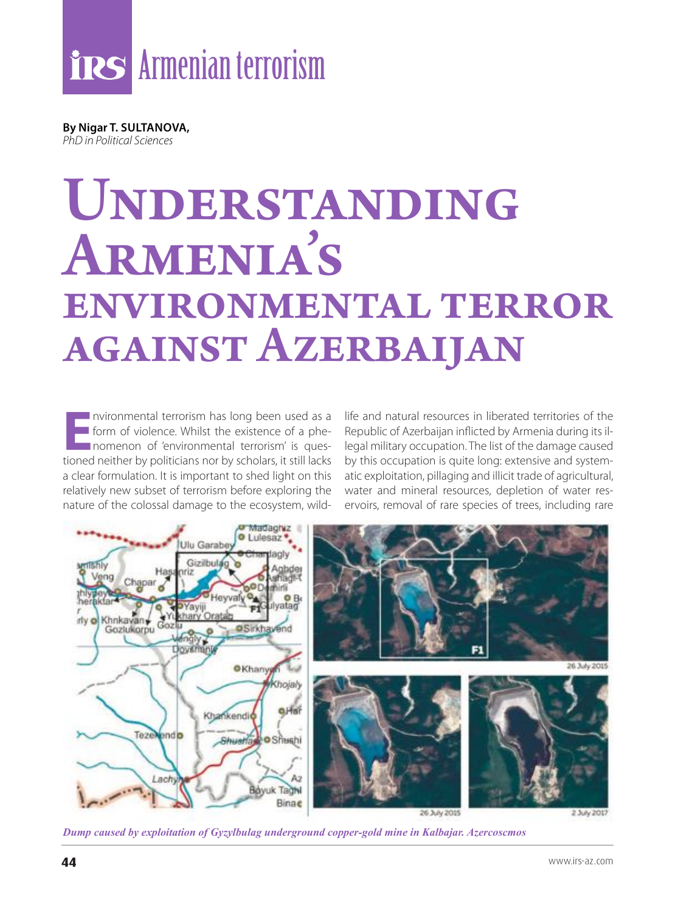# Understanding Armenia's environmental terror against Azerbaijan

**By Nigar T. SULTANOVA,**
*PhD in Political Sciences*

Environmental terrorism has long been used as a form of violence. Whilst the existence of a phenomenon of 'environmental terrorism' is questioned neither by politicians nor by scholars, it still lacks a clear formulation. It is important to shed light on this relatively new subset of terrorism before exploring the nature of the colossal damage to the ecosystem, wildlife and natural resources in liberated territories of the Republic of Azerbaijan inflicted by Armenia during its illegal military occupation. The list of the damage caused by this occupation is quite long: extensive and systematic exploitation, pillaging and illicit trade of agricultural, water and mineral resources, depletion of water reservoirs, removal of rare species of trees, including rare

*Dump caused by exploitation of Gyzylbulag underground copper-gold mine in Kalbajar. Azercoscmos*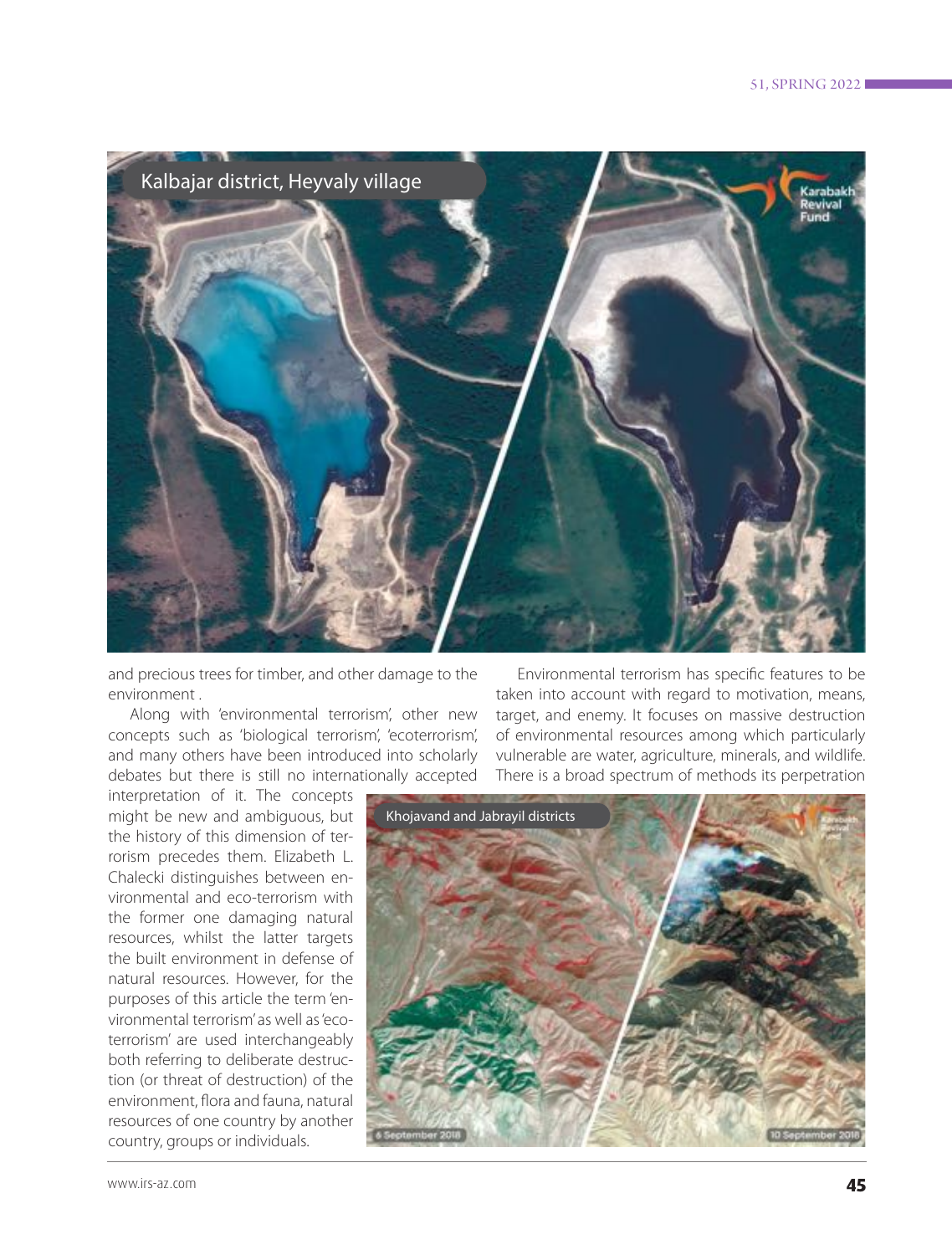and precious trees for timber, and other damage to the environment .

Along with 'environmental terrorism', other new concepts such as 'biological terrorism', 'ecoterrorism', and many others have been introduced into scholarly debates but there is still no internationally accepted interpretation of it. The concepts might be new and ambiguous, but the history of this dimension of terrorism precedes them. Elizabeth L. Chalecki distinguishes between environmental and eco-terrorism with the former one damaging natural resources, whilst the latter targets the built environment in defense of natural resources. However, for the purposes of this article the term 'environmental terrorism' as well as 'ecoterrorism' are used interchangeably both referring to deliberate destruction (or threat of destruction) of the environment, flora and fauna, natural resources of one country by another country, groups or individuals.

Environmental terrorism has specific features to be taken into account with regard to motivation, means, target, and enemy. It focuses on massive destruction of environmental resources among which particularly vulnerable are water, agriculture, minerals, and wildlife. There is a broad spectrum of methods its perpetration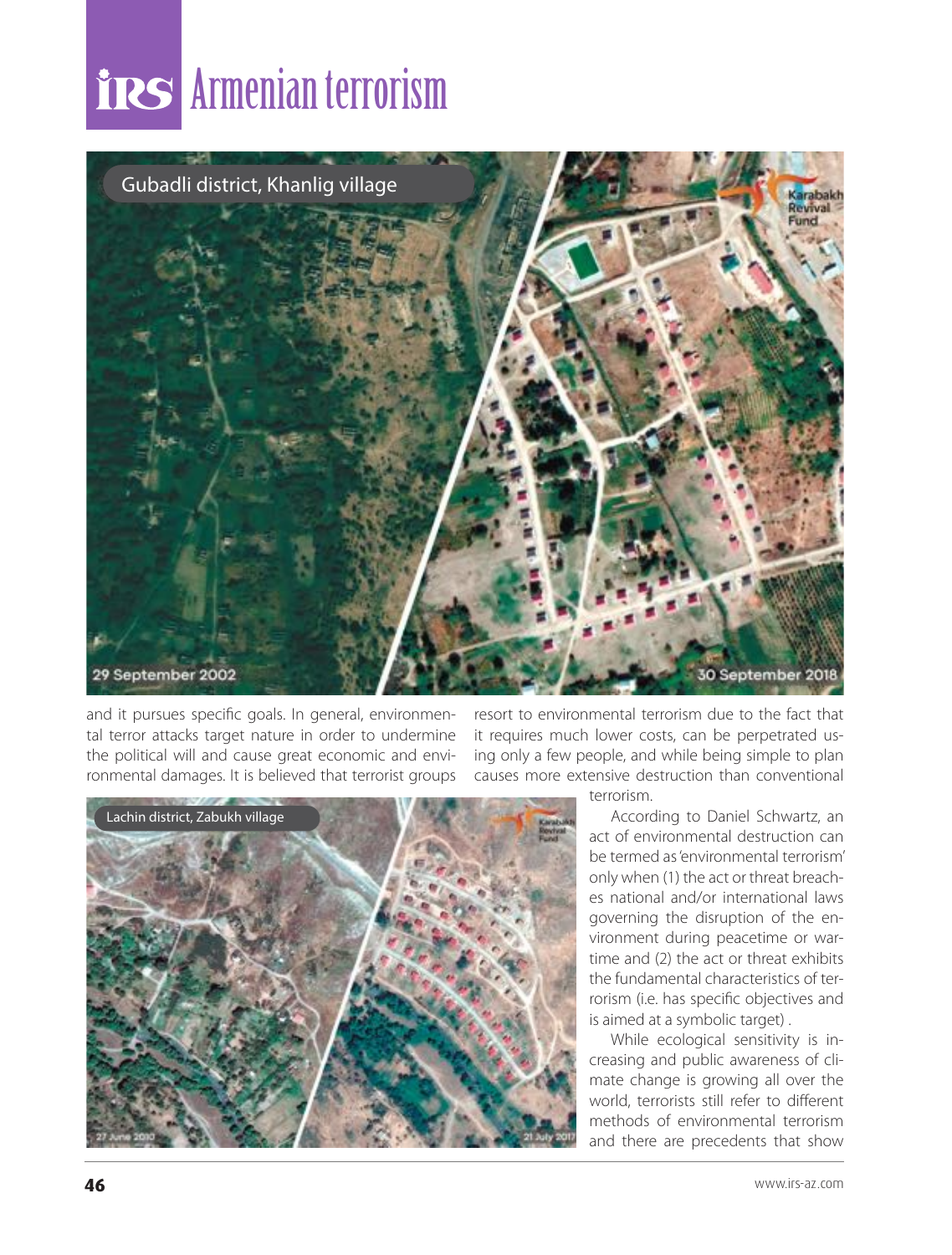and it pursues specific goals. In general, environmental terror attacks target nature in order to undermine the political will and cause great economic and environmental damages. It is believed that terrorist groups resort to environmental terrorism due to the fact that it requires much lower costs, can be perpetrated using only a few people, and while being simple to plan causes more extensive destruction than conventional terrorism.

According to Daniel Schwartz, an act of environmental destruction can be termed as 'environmental terrorism' only when (1) the act or threat breaches national and/or international laws governing the disruption of the environment during peacetime or wartime and (2) the act or threat exhibits the fundamental characteristics of terrorism (i.e. has specific objectives and is aimed at a symbolic target) .

While ecological sensitivity is increasing and public awareness of climate change is growing all over the world, terrorists still refer to different methods of environmental terrorism and there are precedents that show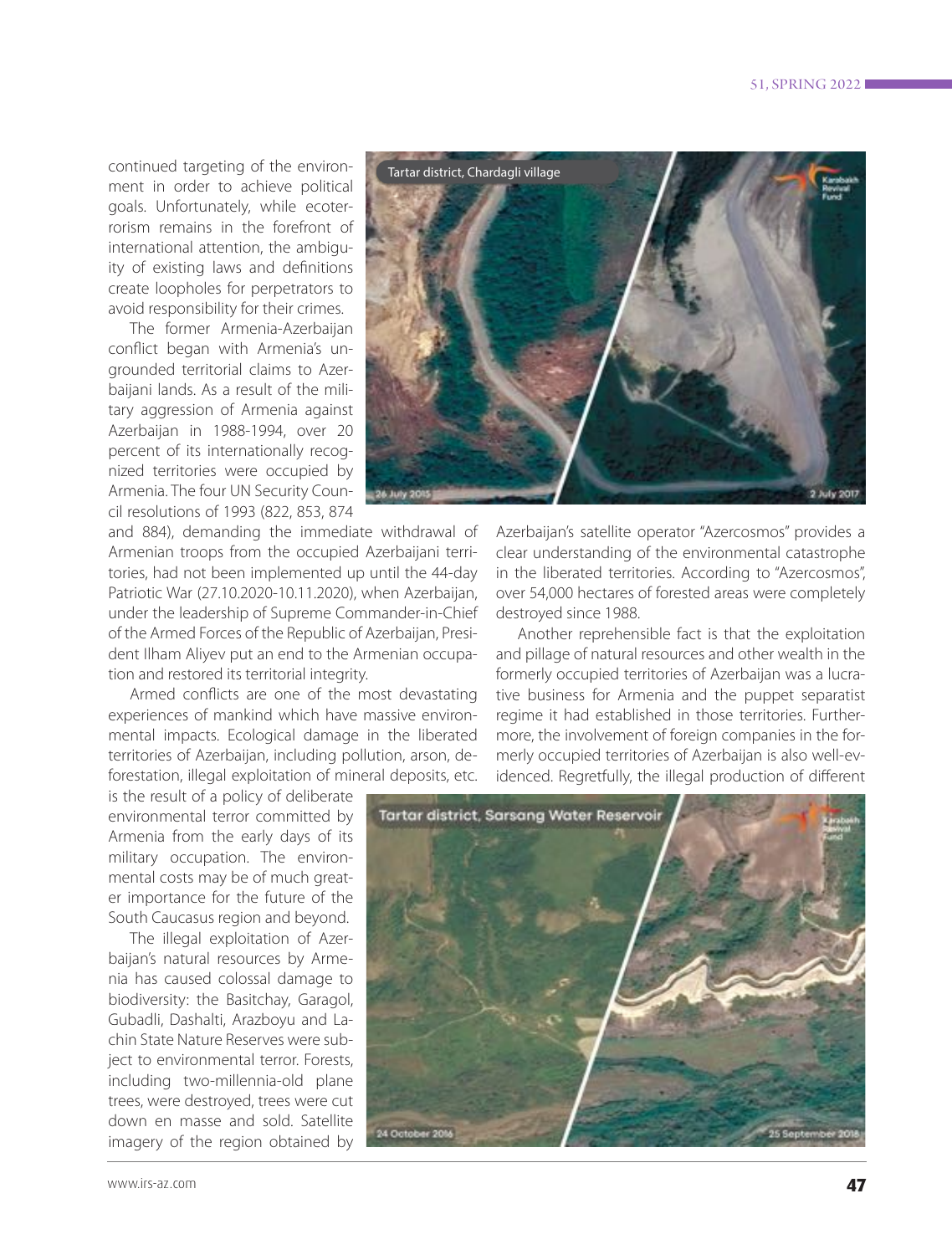continued targeting of the environment in order to achieve political goals. Unfortunately, while ecoterrorism remains in the forefront of international attention, the ambiguity of existing laws and definitions create loopholes for perpetrators to avoid responsibility for their crimes.

The former Armenia-Azerbaijan conflict began with Armenia's ungrounded territorial claims to Azerbaijani lands. As a result of the military aggression of Armenia against Azerbaijan in 1988-1994, over 20 percent of its internationally recognized territories were occupied by Armenia. The four UN Security Council resolutions of 1993 (822, 853, 874 and 884), demanding the immediate withdrawal of Armenian troops from the occupied Azerbaijani territories, had not been implemented up until the 44-day Patriotic War (27.10.2020-10.11.2020), when Azerbaijan, under the leadership of Supreme Commander-in-Chief of the Armed Forces of the Republic of Azerbaijan, President Ilham Aliyev put an end to the Armenian occupation and restored its territorial integrity.

Armed conflicts are one of the most devastating experiences of mankind which have massive environmental impacts. Ecological damage in the liberated territories of Azerbaijan, including pollution, arson, deforestation, illegal exploitation of mineral deposits, etc. is the result of a policy of deliberate environmental terror committed by Armenia from the early days of its military occupation. The environmental costs may be of much greater importance for the future of the South Caucasus region and beyond.

The illegal exploitation of Azerbaijan's natural resources by Armenia has caused colossal damage to biodiversity: the Basitchay, Garagol, Gubadli, Dashalti, Arazboyu and Lachin State Nature Reserves were subject to environmental terror. Forests, including two-millennia-old plane trees, were destroyed, trees were cut down en masse and sold. Satellite imagery of the region obtained by Azerbaijan's satellite operator "Azercosmos" provides a clear understanding of the environmental catastrophe in the liberated territories. According to "Azercosmos", over 54,000 hectares of forested areas were completely destroyed since 1988.

Another reprehensible fact is that the exploitation and pillage of natural resources and other wealth in the formerly occupied territories of Azerbaijan was a lucrative business for Armenia and the puppet separatist regime it had established in those territories. Furthermore, the involvement of foreign companies in the formerly occupied territories of Azerbaijan is also well-evidenced. Regretfully, the illegal production of different

Tartar district, Chardagli village (26 July 2015 / 2 July 2017)

Tartar district, Sarsang Water Reservoir (24 October 2016 / 25 September 2018)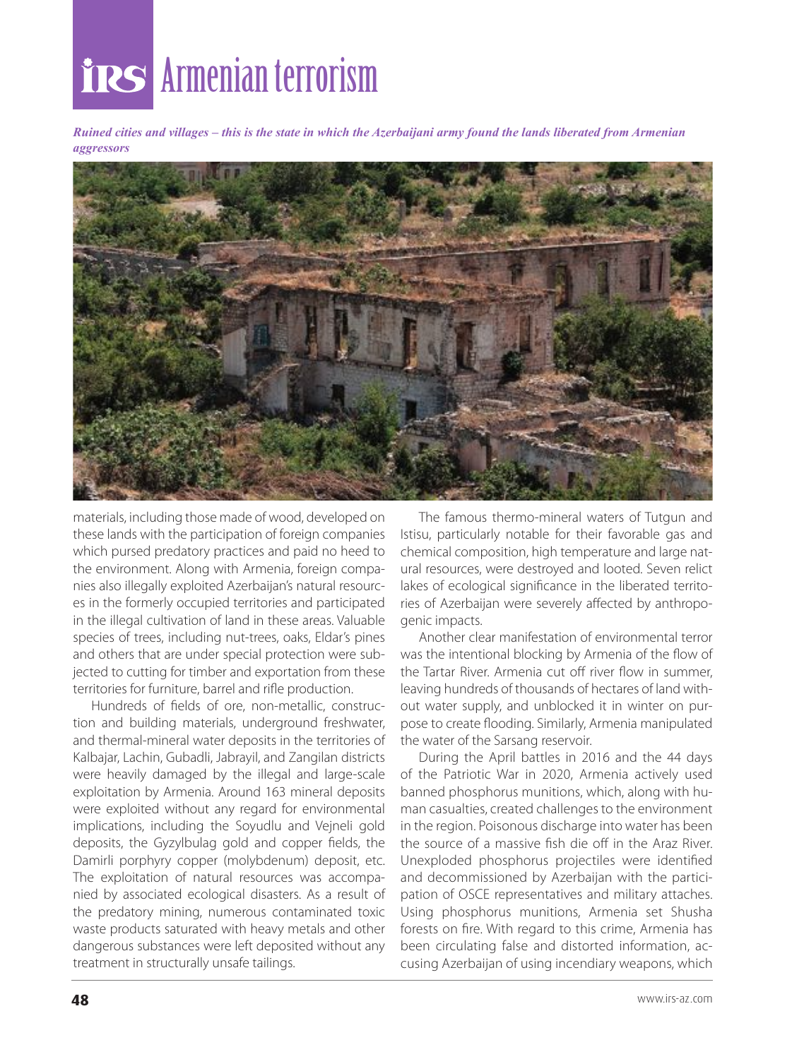*Ruined cities and villages – this is the state in which the Azerbaijani army found the lands liberated from Armenian aggressors*

materials, including those made of wood, developed on these lands with the participation of foreign companies which pursed predatory practices and paid no heed to the environment. Along with Armenia, foreign companies also illegally exploited Azerbaijan's natural resources in the formerly occupied territories and participated in the illegal cultivation of land in these areas. Valuable species of trees, including nut-trees, oaks, Eldar's pines and others that are under special protection were subjected to cutting for timber and exportation from these territories for furniture, barrel and rifle production.

Hundreds of fields of ore, non-metallic, construction and building materials, underground freshwater, and thermal-mineral water deposits in the territories of Kalbajar, Lachin, Gubadli, Jabrayil, and Zangilan districts were heavily damaged by the illegal and large-scale exploitation by Armenia. Around 163 mineral deposits were exploited without any regard for environmental implications, including the Soyudlu and Vejneli gold deposits, the Gyzylbulag gold and copper fields, the Damirli porphyry copper (molybdenum) deposit, etc. The exploitation of natural resources was accompanied by associated ecological disasters. As a result of the predatory mining, numerous contaminated toxic waste products saturated with heavy metals and other dangerous substances were left deposited without any treatment in structurally unsafe tailings.

The famous thermo-mineral waters of Tutgun and Istisu, particularly notable for their favorable gas and chemical composition, high temperature and large natural resources, were destroyed and looted. Seven relict lakes of ecological significance in the liberated territories of Azerbaijan were severely affected by anthropogenic impacts.

Another clear manifestation of environmental terror was the intentional blocking by Armenia of the flow of the Tartar River. Armenia cut off river flow in summer, leaving hundreds of thousands of hectares of land without water supply, and unblocked it in winter on purpose to create flooding. Similarly, Armenia manipulated the water of the Sarsang reservoir.

During the April battles in 2016 and the 44 days of the Patriotic War in 2020, Armenia actively used banned phosphorus munitions, which, along with human casualties, created challenges to the environment in the region. Poisonous discharge into water has been the source of a massive fish die off in the Araz River. Unexploded phosphorus projectiles were identified and decommissioned by Azerbaijan with the participation of OSCE representatives and military attaches. Using phosphorus munitions, Armenia set Shusha forests on fire. With regard to this crime, Armenia has been circulating false and distorted information, accusing Azerbaijan of using incendiary weapons, which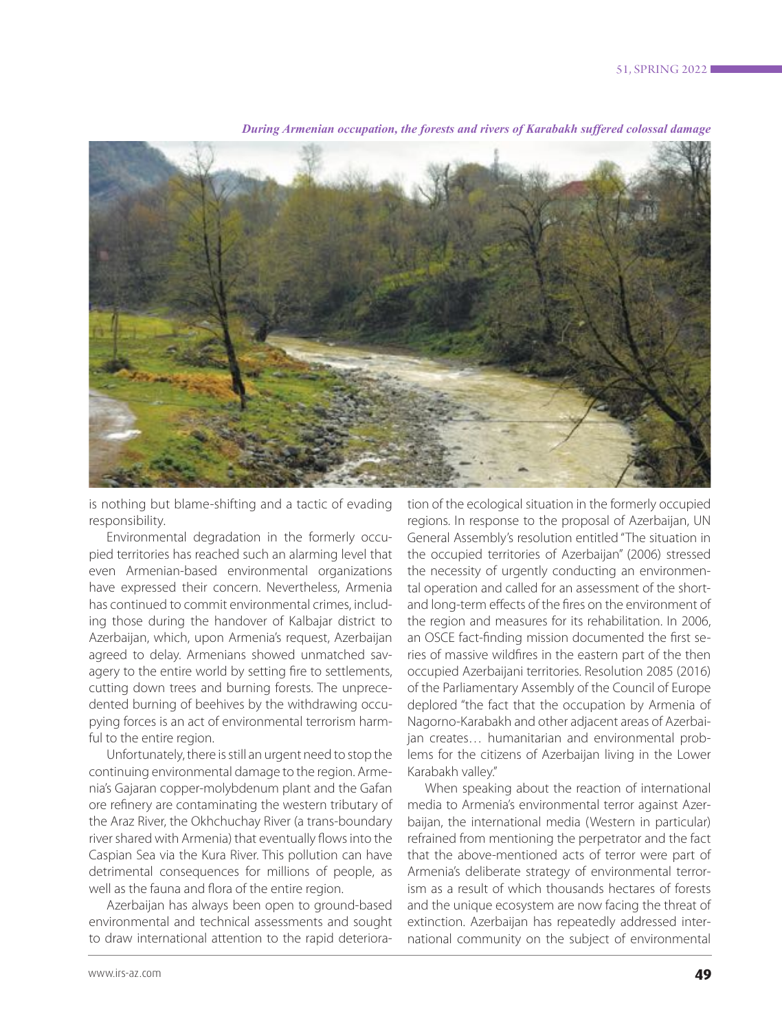*During Armenian occupation, the forests and rivers of Karabakh suffered colossal damage*

is nothing but blame-shifting and a tactic of evading responsibility.

Environmental degradation in the formerly occupied territories has reached such an alarming level that even Armenian-based environmental organizations have expressed their concern. Nevertheless, Armenia has continued to commit environmental crimes, including those during the handover of Kalbajar district to Azerbaijan, which, upon Armenia's request, Azerbaijan agreed to delay. Armenians showed unmatched savagery to the entire world by setting fire to settlements, cutting down trees and burning forests. The unprecedented burning of beehives by the withdrawing occupying forces is an act of environmental terrorism harmful to the entire region.

Unfortunately, there is still an urgent need to stop the continuing environmental damage to the region. Armenia's Gajaran copper-molybdenum plant and the Gafan ore refinery are contaminating the western tributary of the Araz River, the Okhchuchay River (a trans-boundary river shared with Armenia) that eventually flows into the Caspian Sea via the Kura River. This pollution can have detrimental consequences for millions of people, as well as the fauna and flora of the entire region.

Azerbaijan has always been open to ground-based environmental and technical assessments and sought to draw international attention to the rapid deterioration of the ecological situation in the formerly occupied regions. In response to the proposal of Azerbaijan, UN General Assembly's resolution entitled "The situation in the occupied territories of Azerbaijan" (2006) stressed the necessity of urgently conducting an environmental operation and called for an assessment of the short- and long-term effects of the fires on the environment of the region and measures for its rehabilitation. In 2006, an OSCE fact-finding mission documented the first series of massive wildfires in the eastern part of the then occupied Azerbaijani territories. Resolution 2085 (2016) of the Parliamentary Assembly of the Council of Europe deplored "the fact that the occupation by Armenia of Nagorno-Karabakh and other adjacent areas of Azerbaijan creates… humanitarian and environmental problems for the citizens of Azerbaijan living in the Lower Karabakh valley."

When speaking about the reaction of international media to Armenia's environmental terror against Azerbaijan, the international media (Western in particular) refrained from mentioning the perpetrator and the fact that the above-mentioned acts of terror were part of Armenia's deliberate strategy of environmental terrorism as a result of which thousands hectares of forests and the unique ecosystem are now facing the threat of extinction. Azerbaijan has repeatedly addressed international community on the subject of environmental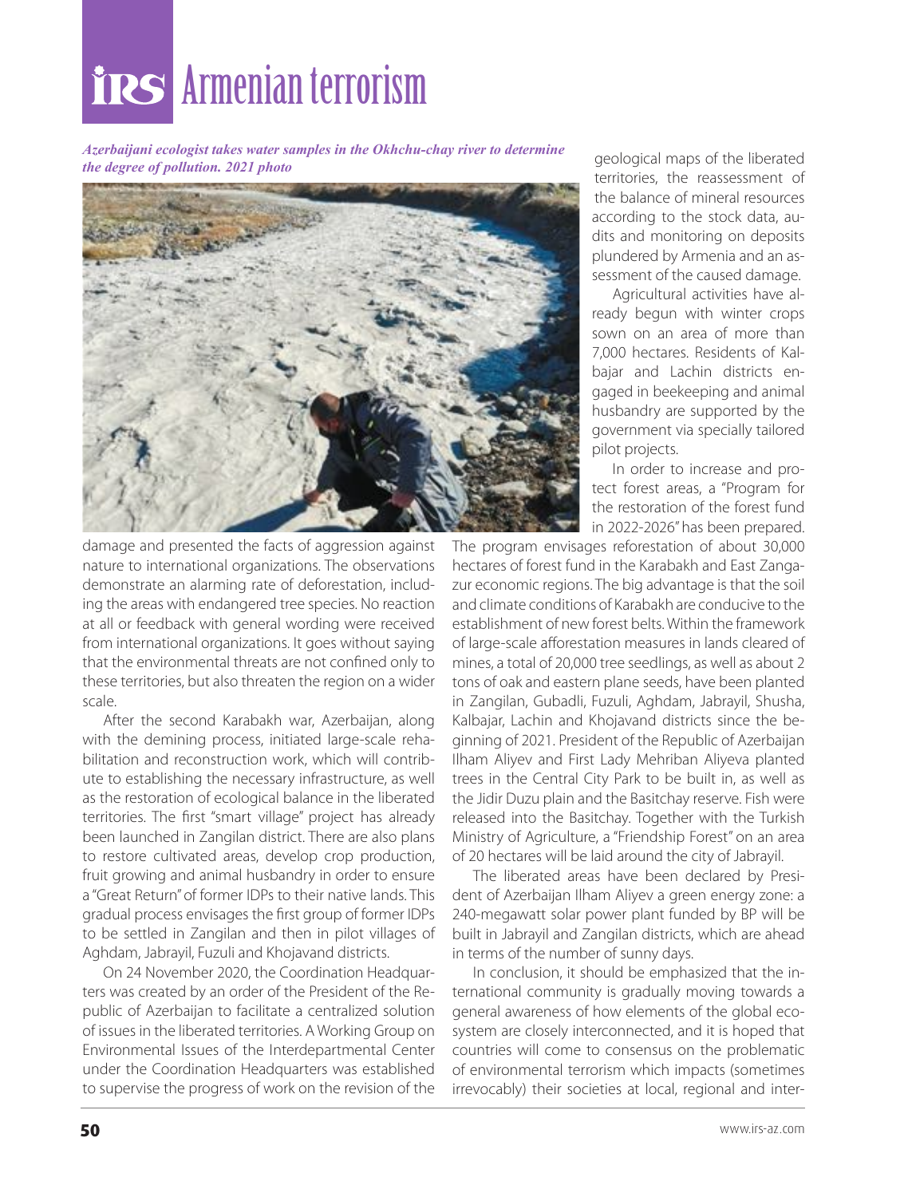*Azerbaijani ecologist takes water samples in the Okhchu-chay river to determine the degree of pollution. 2021 photo*

damage and presented the facts of aggression against nature to international organizations. The observations demonstrate an alarming rate of deforestation, including the areas with endangered tree species. No reaction at all or feedback with general wording were received from international organizations. It goes without saying that the environmental threats are not confined only to these territories, but also threaten the region on a wider scale.

After the second Karabakh war, Azerbaijan, along with the demining process, initiated large-scale rehabilitation and reconstruction work, which will contribute to establishing the necessary infrastructure, as well as the restoration of ecological balance in the liberated territories. The first "smart village" project has already been launched in Zangilan district. There are also plans to restore cultivated areas, develop crop production, fruit growing and animal husbandry in order to ensure a "Great Return" of former IDPs to their native lands. This gradual process envisages the first group of former IDPs to be settled in Zangilan and then in pilot villages of Aghdam, Jabrayil, Fuzuli and Khojavand districts.

On 24 November 2020, the Coordination Headquarters was created by an order of the President of the Republic of Azerbaijan to facilitate a centralized solution of issues in the liberated territories. A Working Group on Environmental Issues of the Interdepartmental Center under the Coordination Headquarters was established to supervise the progress of work on the revision of the geological maps of the liberated territories, the reassessment of the balance of mineral resources according to the stock data, audits and monitoring on deposits plundered by Armenia and an assessment of the caused damage.

Agricultural activities have already begun with winter crops sown on an area of more than 7,000 hectares. Residents of Kalbajar and Lachin districts engaged in beekeeping and animal husbandry are supported by the government via specially tailored pilot projects.

In order to increase and protect forest areas, a "Program for the restoration of the forest fund in 2022-2026" has been prepared. The program envisages reforestation of about 30,000 hectares of forest fund in the Karabakh and East Zangazur economic regions. The big advantage is that the soil and climate conditions of Karabakh are conducive to the establishment of new forest belts. Within the framework of large-scale afforestation measures in lands cleared of mines, a total of 20,000 tree seedlings, as well as about 2 tons of oak and eastern plane seeds, have been planted in Zangilan, Gubadli, Fuzuli, Aghdam, Jabrayil, Shusha, Kalbajar, Lachin and Khojavand districts since the beginning of 2021. President of the Republic of Azerbaijan Ilham Aliyev and First Lady Mehriban Aliyeva planted trees in the Central City Park to be built in, as well as the Jidir Duzu plain and the Basitchay reserve. Fish were released into the Basitchay. Together with the Turkish Ministry of Agriculture, a "Friendship Forest" on an area of 20 hectares will be laid around the city of Jabrayil.

The liberated areas have been declared by President of Azerbaijan Ilham Aliyev a green energy zone: a 240-megawatt solar power plant funded by BP will be built in Jabrayil and Zangilan districts, which are ahead in terms of the number of sunny days.

In conclusion, it should be emphasized that the international community is gradually moving towards a general awareness of how elements of the global ecosystem are closely interconnected, and it is hoped that countries will come to consensus on the problematic of environmental terrorism which impacts (sometimes irrevocably) their societies at local, regional and inter-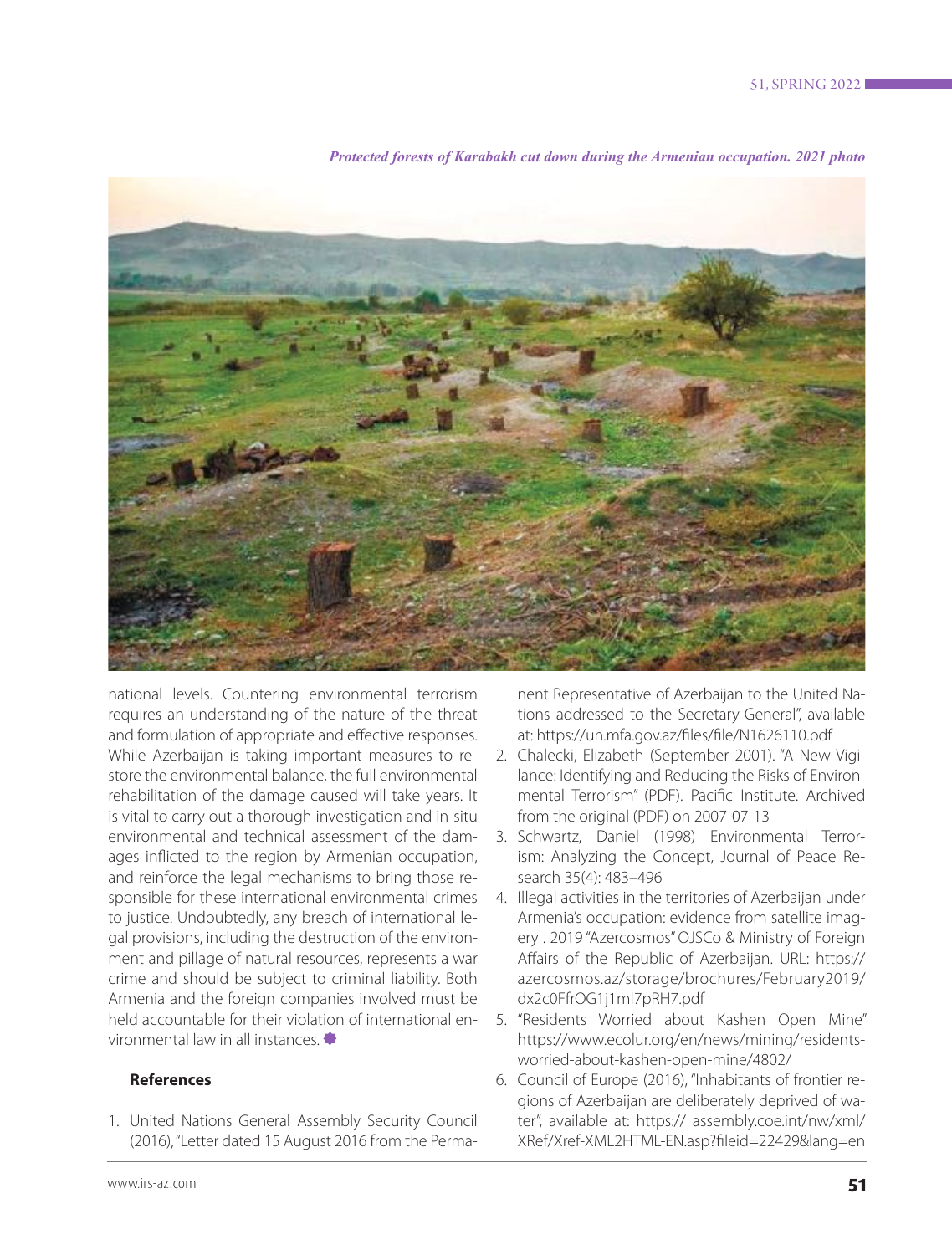*Protected forests of Karabakh cut down during the Armenian occupation. 2021 photo*

national levels. Countering environmental terrorism requires an understanding of the nature of the threat and formulation of appropriate and effective responses. While Azerbaijan is taking important measures to restore the environmental balance, the full environmental rehabilitation of the damage caused will take years. It is vital to carry out a thorough investigation and in-situ environmental and technical assessment of the damages inflicted to the region by Armenian occupation, and reinforce the legal mechanisms to bring those responsible for these international environmental crimes to justice. Undoubtedly, any breach of international legal provisions, including the destruction of the environment and pillage of natural resources, represents a war crime and should be subject to criminal liability. Both Armenia and the foreign companies involved must be held accountable for their violation of international environmental law in all instances.

**References**

1. United Nations General Assembly Security Council (2016), "Letter dated 15 August 2016 from the Permanent Representative of Azerbaijan to the United Nations addressed to the Secretary-General", available at: https://un.mfa.gov.az/files/file/N1626110.pdf
2. Chalecki, Elizabeth (September 2001). "A New Vigilance: Identifying and Reducing the Risks of Environmental Terrorism" (PDF). Pacific Institute. Archived from the original (PDF) on 2007-07-13
3. Schwartz, Daniel (1998) Environmental Terrorism: Analyzing the Concept, Journal of Peace Research 35(4): 483–496
4. Illegal activities in the territories of Azerbaijan under Armenia's occupation: evidence from satellite imagery . 2019 "Azercosmos" OJSCo & Ministry of Foreign Affairs of the Republic of Azerbaijan. URL: https://azercosmos.az/storage/brochures/February2019/dx2c0FfrOG1j1ml7pRH7.pdf
5. "Residents Worried about Kashen Open Mine" https://www.ecolur.org/en/news/mining/residents-worried-about-kashen-open-mine/4802/
6. Council of Europe (2016), "Inhabitants of frontier regions of Azerbaijan are deliberately deprived of water", available at: https:// assembly.coe.int/nw/xml/XRef/Xref-XML2HTML-EN.asp?fileid=22429&lang=en